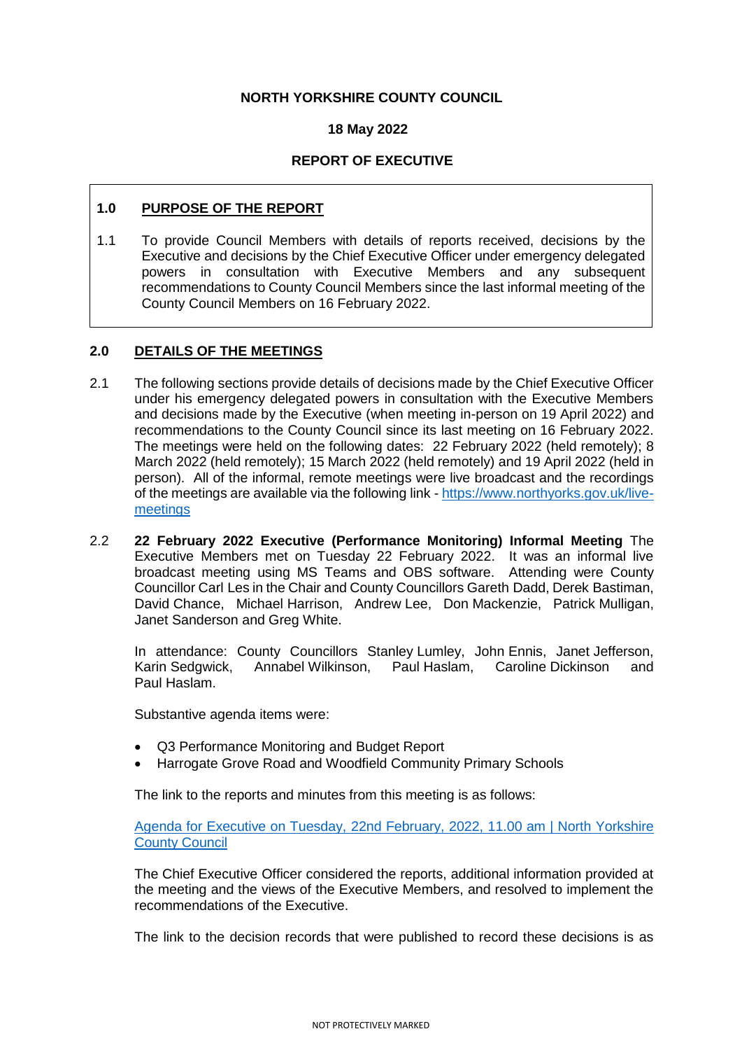**NORTH YORKSHIRE COUNTY COUNCIL**

**18 May 2022**

**REPORT OF EXECUTIVE**

## 1.0 PURPOSE OF THE REPORT

1.1 To provide Council Members with details of reports received, decisions by the Executive and decisions by the Chief Executive Officer under emergency delegated powers in consultation with Executive Members and any subsequent recommendations to County Council Members since the last informal meeting of the County Council Members on 16 February 2022.

## 2.0 DETAILS OF THE MEETINGS

2.1 The following sections provide details of decisions made by the Chief Executive Officer under his emergency delegated powers in consultation with the Executive Members and decisions made by the Executive (when meeting in-person on 19 April 2022) and recommendations to the County Council since its last meeting on 16 February 2022. The meetings were held on the following dates: 22 February 2022 (held remotely); 8 March 2022 (held remotely); 15 March 2022 (held remotely) and 19 April 2022 (held in person). All of the informal, remote meetings were live broadcast and the recordings of the meetings are available via the following link - [https://www.northyorks.gov.uk/live-meetings](https://www.northyorks.gov.uk/live-meetings)

2.2 **22 February 2022 Executive (Performance Monitoring) Informal Meeting** The Executive Members met on Tuesday 22 February 2022. It was an informal live broadcast meeting using MS Teams and OBS software. Attending were County Councillor Carl Les in the Chair and County Councillors Gareth Dadd, Derek Bastiman, David Chance, Michael Harrison, Andrew Lee, Don Mackenzie, Patrick Mulligan, Janet Sanderson and Greg White.

In attendance: County Councillors Stanley Lumley, John Ennis, Janet Jefferson, Karin Sedgwick, Annabel Wilkinson, Paul Haslam, Caroline Dickinson and Paul Haslam.

Substantive agenda items were:

- Q3 Performance Monitoring and Budget Report
- Harrogate Grove Road and Woodfield Community Primary Schools

The link to the reports and minutes from this meeting is as follows:

[Agenda for Executive on Tuesday, 22nd February, 2022, 11.00 am | North Yorkshire County Council]()

The Chief Executive Officer considered the reports, additional information provided at the meeting and the views of the Executive Members, and resolved to implement the recommendations of the Executive.

The link to the decision records that were published to record these decisions is as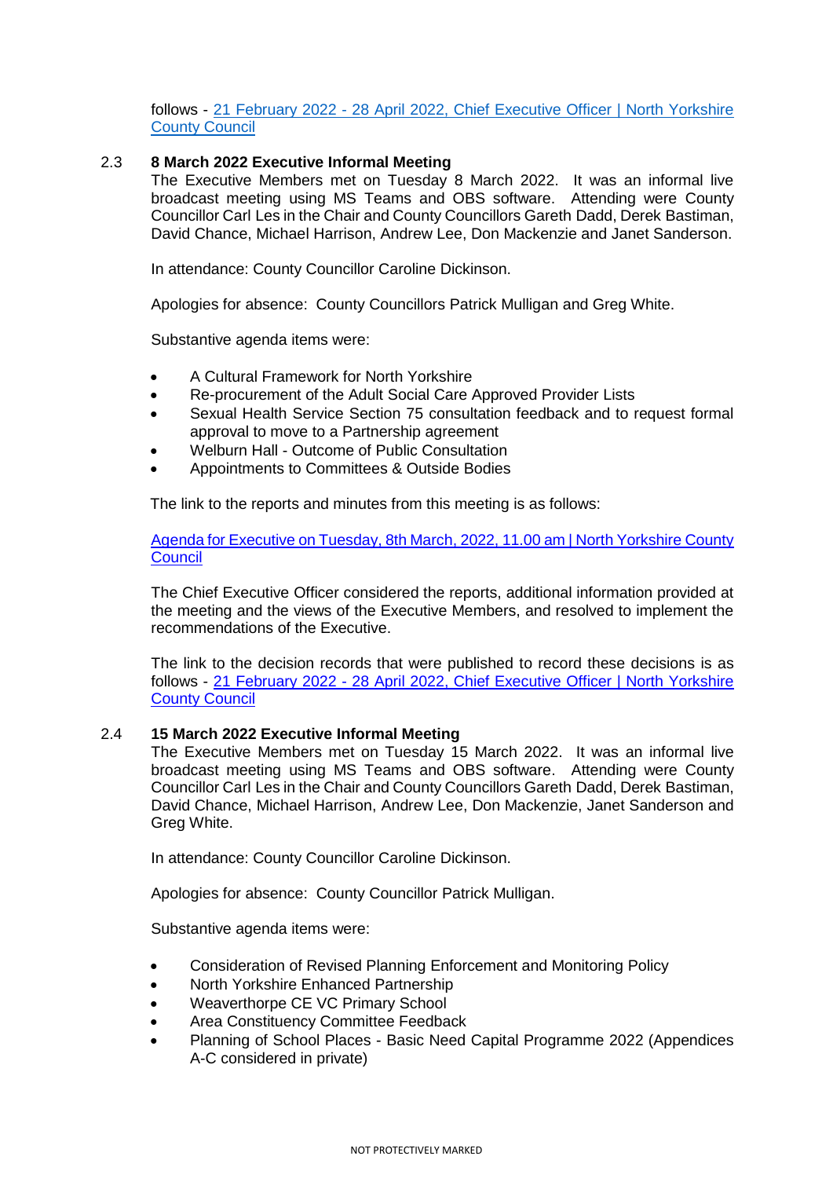follows - [21 February 2022 - 28 April 2022, Chief Executive Officer | North Yorkshire County Council]()

### 2.3 8 March 2022 Executive Informal Meeting

The Executive Members met on Tuesday 8 March 2022. It was an informal live broadcast meeting using MS Teams and OBS software. Attending were County Councillor Carl Les in the Chair and County Councillors Gareth Dadd, Derek Bastiman, David Chance, Michael Harrison, Andrew Lee, Don Mackenzie and Janet Sanderson.

In attendance: County Councillor Caroline Dickinson.

Apologies for absence: County Councillors Patrick Mulligan and Greg White.

Substantive agenda items were:

- A Cultural Framework for North Yorkshire
- Re-procurement of the Adult Social Care Approved Provider Lists
- Sexual Health Service Section 75 consultation feedback and to request formal approval to move to a Partnership agreement
- Welburn Hall - Outcome of Public Consultation
- Appointments to Committees & Outside Bodies

The link to the reports and minutes from this meeting is as follows:

[Agenda for Executive on Tuesday, 8th March, 2022, 11.00 am | North Yorkshire County Council]()

The Chief Executive Officer considered the reports, additional information provided at the meeting and the views of the Executive Members, and resolved to implement the recommendations of the Executive.

The link to the decision records that were published to record these decisions is as follows - [21 February 2022 - 28 April 2022, Chief Executive Officer | North Yorkshire County Council]()

### 2.4 15 March 2022 Executive Informal Meeting

The Executive Members met on Tuesday 15 March 2022. It was an informal live broadcast meeting using MS Teams and OBS software. Attending were County Councillor Carl Les in the Chair and County Councillors Gareth Dadd, Derek Bastiman, David Chance, Michael Harrison, Andrew Lee, Don Mackenzie, Janet Sanderson and Greg White.

In attendance: County Councillor Caroline Dickinson.

Apologies for absence: County Councillor Patrick Mulligan.

Substantive agenda items were:

- Consideration of Revised Planning Enforcement and Monitoring Policy
- North Yorkshire Enhanced Partnership
- Weaverthorpe CE VC Primary School
- Area Constituency Committee Feedback
- Planning of School Places - Basic Need Capital Programme 2022 (Appendices A-C considered in private)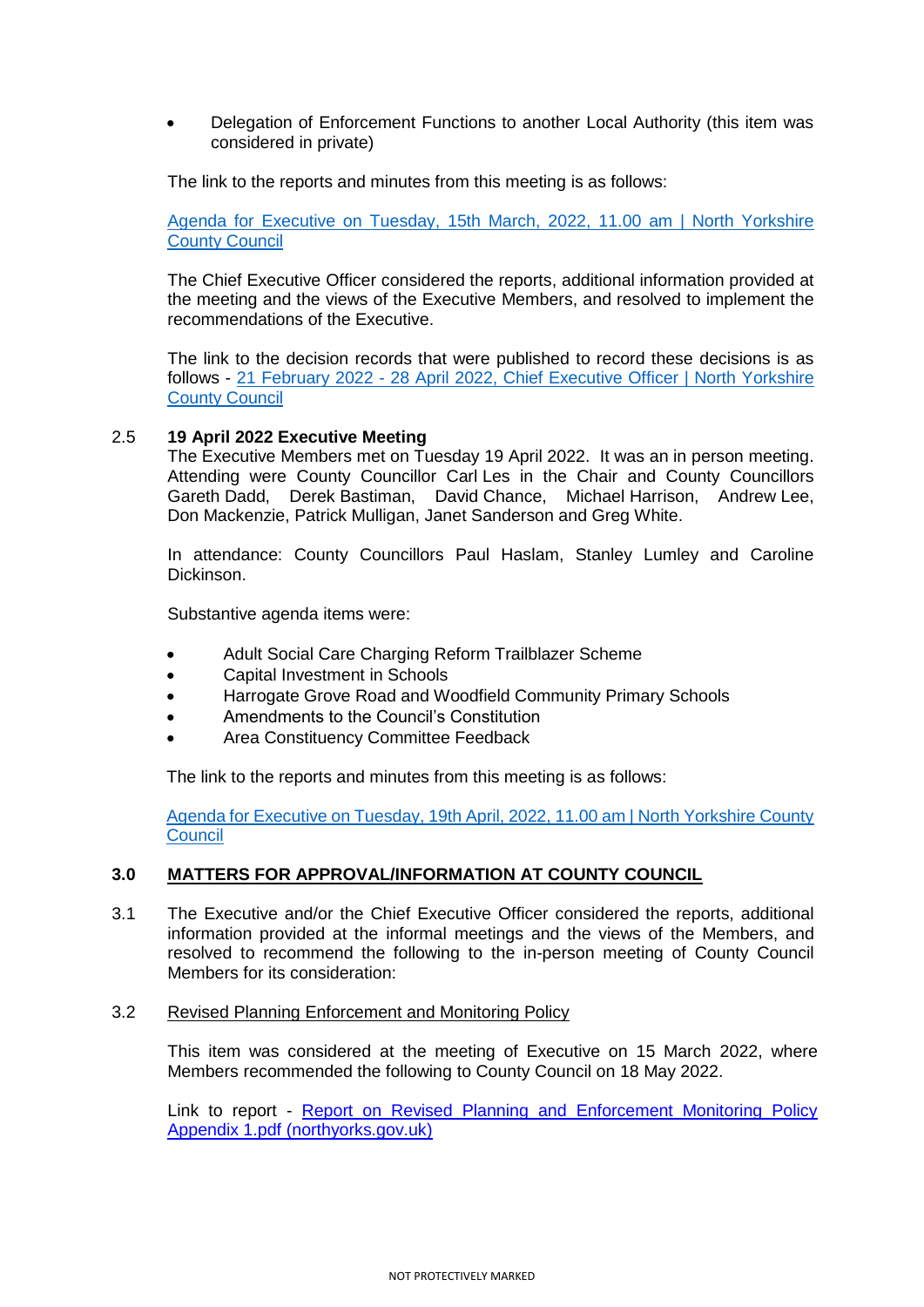- Delegation of Enforcement Functions to another Local Authority (this item was considered in private)

The link to the reports and minutes from this meeting is as follows:

[Agenda for Executive on Tuesday, 15th March, 2022, 11.00 am | North Yorkshire County Council]()

The Chief Executive Officer considered the reports, additional information provided at the meeting and the views of the Executive Members, and resolved to implement the recommendations of the Executive.

The link to the decision records that were published to record these decisions is as follows - [21 February 2022 - 28 April 2022, Chief Executive Officer | North Yorkshire County Council]()

**2.5 19 April 2022 Executive Meeting**

The Executive Members met on Tuesday 19 April 2022. It was an in person meeting. Attending were County Councillor Carl Les in the Chair and County Councillors Gareth Dadd, Derek Bastiman, David Chance, Michael Harrison, Andrew Lee, Don Mackenzie, Patrick Mulligan, Janet Sanderson and Greg White.

In attendance: County Councillors Paul Haslam, Stanley Lumley and Caroline Dickinson.

Substantive agenda items were:

- Adult Social Care Charging Reform Trailblazer Scheme
- Capital Investment in Schools
- Harrogate Grove Road and Woodfield Community Primary Schools
- Amendments to the Council's Constitution
- Area Constituency Committee Feedback

The link to the reports and minutes from this meeting is as follows:

[Agenda for Executive on Tuesday, 19th April, 2022, 11.00 am | North Yorkshire County Council]()

## 3.0 MATTERS FOR APPROVAL/INFORMATION AT COUNTY COUNCIL

3.1 The Executive and/or the Chief Executive Officer considered the reports, additional information provided at the informal meetings and the views of the Members, and resolved to recommend the following to the in-person meeting of County Council Members for its consideration:

3.2 <u>Revised Planning Enforcement and Monitoring Policy</u>

This item was considered at the meeting of Executive on 15 March 2022, where Members recommended the following to County Council on 18 May 2022.

Link to report - [Report on Revised Planning and Enforcement Monitoring Policy Appendix 1.pdf (northyorks.gov.uk)]()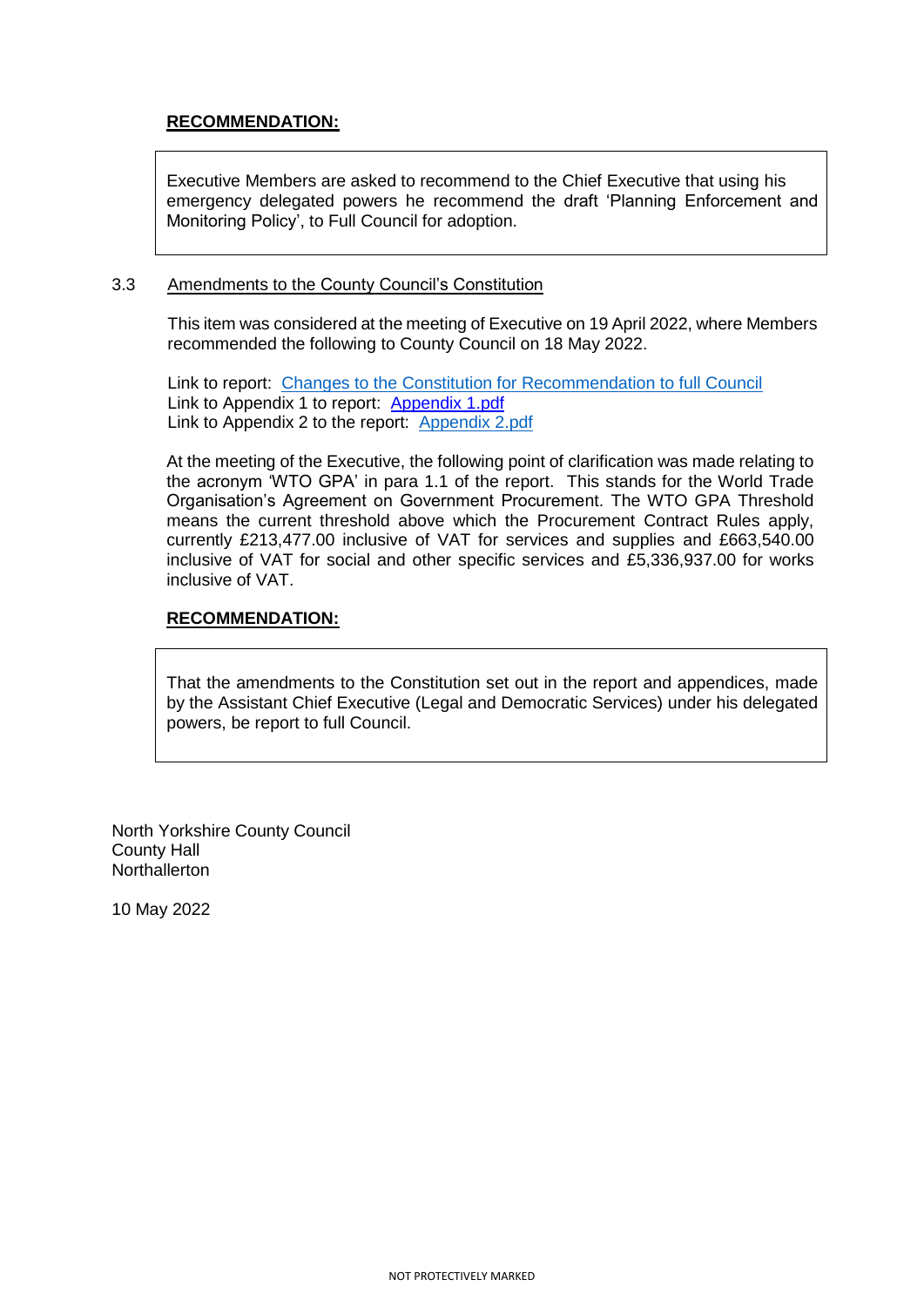**RECOMMENDATION:**

Executive Members are asked to recommend to the Chief Executive that using his emergency delegated powers he recommend the draft 'Planning Enforcement and Monitoring Policy', to Full Council for adoption.

3.3 Amendments to the County Council's Constitution

This item was considered at the meeting of Executive on 19 April 2022, where Members recommended the following to County Council on 18 May 2022.

Link to report: Changes to the Constitution for Recommendation to full Council
Link to Appendix 1 to report: Appendix 1.pdf
Link to Appendix 2 to the report: Appendix 2.pdf

At the meeting of the Executive, the following point of clarification was made relating to the acronym 'WTO GPA' in para 1.1 of the report. This stands for the World Trade Organisation's Agreement on Government Procurement. The WTO GPA Threshold means the current threshold above which the Procurement Contract Rules apply, currently £213,477.00 inclusive of VAT for services and supplies and £663,540.00 inclusive of VAT for social and other specific services and £5,336,937.00 for works inclusive of VAT.

**RECOMMENDATION:**

That the amendments to the Constitution set out in the report and appendices, made by the Assistant Chief Executive (Legal and Democratic Services) under his delegated powers, be report to full Council.

North Yorkshire County Council
County Hall
Northallerton

10 May 2022

NOT PROTECTIVELY MARKED